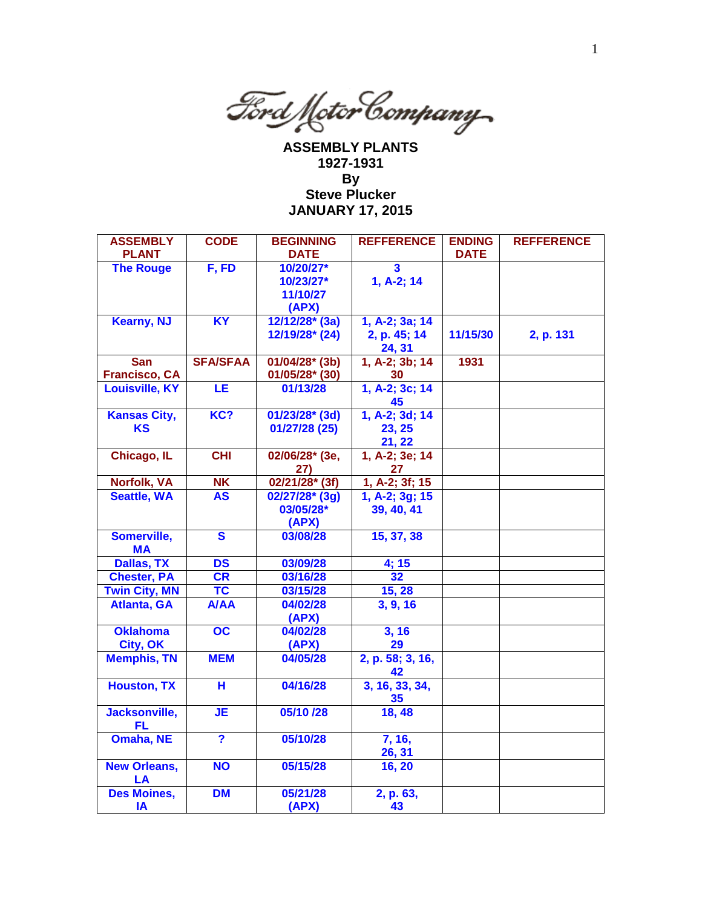Ford Motor Company

**ASSEMBLY PLANTS**
**1927-1931**
**By**
**Steve Plucker**
**JANUARY 17, 2015**

| ASSEMBLY PLANT | CODE | BEGINNING DATE | REFFERENCE | ENDING DATE | REFFERENCE |
|---|---|---|---|---|---|
| The Rouge | F, FD | 10/20/27* 10/23/27* 11/10/27 (APX) | 3 1, A-2; 14 | | |
| Kearny, NJ | KY | 12/12/28* (3a) 12/19/28* (24) | 1, A-2; 3a; 14 2, p. 45; 14 24, 31 | 11/15/30 | 2, p. 131 |
| San Francisco, CA | SFA/SFAA | 01/04/28* (3b) 01/05/28* (30) | 1, A-2; 3b; 14 30 | 1931 | |
| Louisville, KY | LE | 01/13/28 | 1, A-2; 3c; 14 45 | | |
| Kansas City, KS | KC? | 01/23/28* (3d) 01/27/28 (25) | 1, A-2; 3d; 14 23, 25 21, 22 | | |
| Chicago, IL | CHI | 02/06/28* (3e, 27) | 1, A-2; 3e; 14 27 | | |
| Norfolk, VA | NK | 02/21/28* (3f) | 1, A-2; 3f; 15 | | |
| Seattle, WA | AS | 02/27/28* (3g) 03/05/28* (APX) | 1, A-2; 3g; 15 39, 40, 41 | | |
| Somerville, MA | S | 03/08/28 | 15, 37, 38 | | |
| Dallas, TX | DS | 03/09/28 | 4; 15 | | |
| Chester, PA | CR | 03/16/28 | 32 | | |
| Twin City, MN | TC | 03/15/28 | 15, 28 | | |
| Atlanta, GA | A/AA | 04/02/28 (APX) | 3, 9, 16 | | |
| Oklahoma City, OK | OC | 04/02/28 (APX) | 3, 16 29 | | |
| Memphis, TN | MEM | 04/05/28 | 2, p. 58; 3, 16, 42 | | |
| Houston, TX | H | 04/16/28 | 3, 16, 33, 34, 35 | | |
| Jacksonville, FL | JE | 05/10 /28 | 18, 48 | | |
| Omaha, NE | ? | 05/10/28 | 7, 16, 26, 31 | | |
| New Orleans, LA | NO | 05/15/28 | 16, 20 | | |
| Des Moines, IA | DM | 05/21/28 (APX) | 2, p. 63, 43 | | |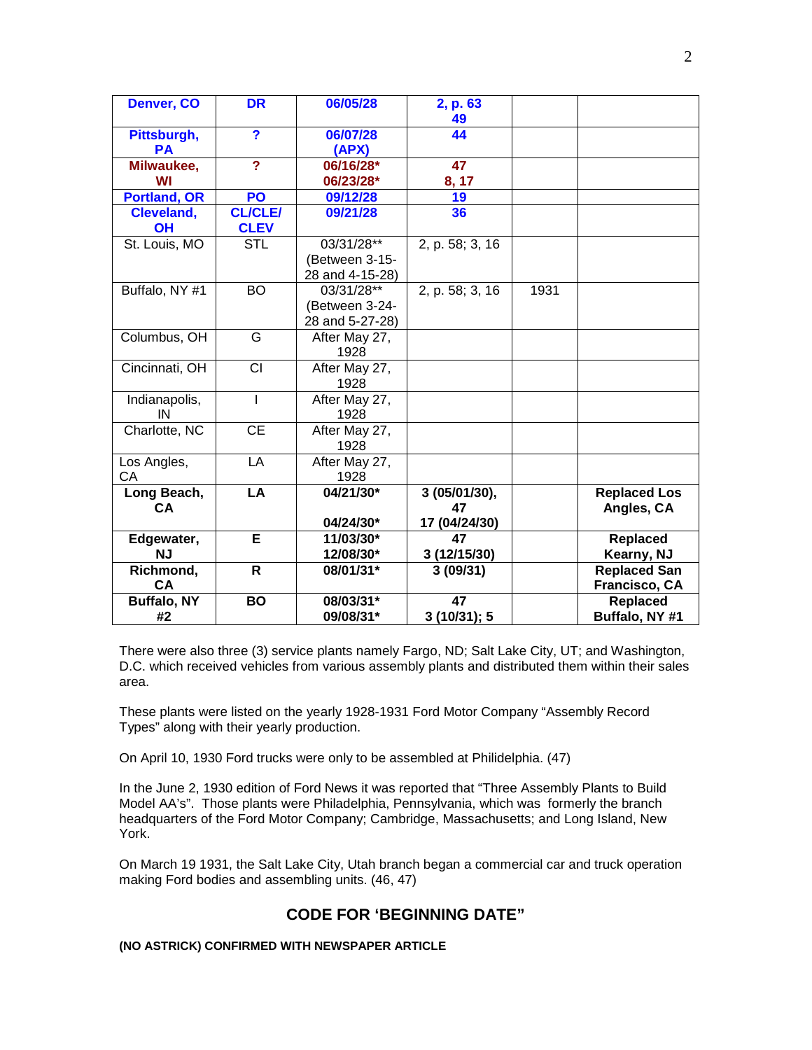| Denver, CO | DR | 06/05/28 | 2, p. 63 49 | | |
|---|---|---|---|---|---|
| Pittsburgh, PA | ? | 06/07/28 (APX) | 44 | | |
| Milwaukee, WI | ? | 06/16/28* 06/23/28* | 47 8, 17 | | |
| Portland, OR | PO | 09/12/28 | 19 | | |
| Cleveland, OH | CL/CLE/ CLEV | 09/21/28 | 36 | | |
| St. Louis, MO | STL | 03/31/28** (Between 3-15-28 and 4-15-28) | 2, p. 58; 3, 16 | | |
| Buffalo, NY #1 | BO | 03/31/28** (Between 3-24-28 and 5-27-28) | 2, p. 58; 3, 16 | 1931 | |
| Columbus, OH | G | After May 27, 1928 | | | |
| Cincinnati, OH | CI | After May 27, 1928 | | | |
| Indianapolis, IN | I | After May 27, 1928 | | | |
| Charlotte, NC | CE | After May 27, 1928 | | | |
| Los Angles, CA | LA | After May 27, 1928 | | | |
| **Long Beach, CA** | **LA** | **04/21/30* 04/24/30*** | **3 (05/01/30), 47 17 (04/24/30)** | | **Replaced Los Angles, CA** |
| **Edgewater, NJ** | **E** | **11/03/30* 12/08/30*** | **47 3 (12/15/30)** | | **Replaced Kearny, NJ** |
| **Richmond, CA** | **R** | **08/01/31*** | **3 (09/31)** | | **Replaced San Francisco, CA** |
| **Buffalo, NY #2** | **BO** | **08/03/31* 09/08/31*** | **47 3 (10/31); 5** | | **Replaced Buffalo, NY #1** |

There were also three (3) service plants namely Fargo, ND; Salt Lake City, UT; and Washington, D.C. which received vehicles from various assembly plants and distributed them within their sales area.

These plants were listed on the yearly 1928-1931 Ford Motor Company "Assembly Record Types" along with their yearly production.

On April 10, 1930 Ford trucks were only to be assembled at Philidelphia. (47)

In the June 2, 1930 edition of Ford News it was reported that "Three Assembly Plants to Build Model AA's". Those plants were Philadelphia, Pennsylvania, which was formerly the branch headquarters of the Ford Motor Company; Cambridge, Massachusetts; and Long Island, New York.

On March 19 1931, the Salt Lake City, Utah branch began a commercial car and truck operation making Ford bodies and assembling units. (46, 47)

## CODE FOR 'BEGINNING DATE"

**(NO ASTRICK) CONFIRMED WITH NEWSPAPER ARTICLE**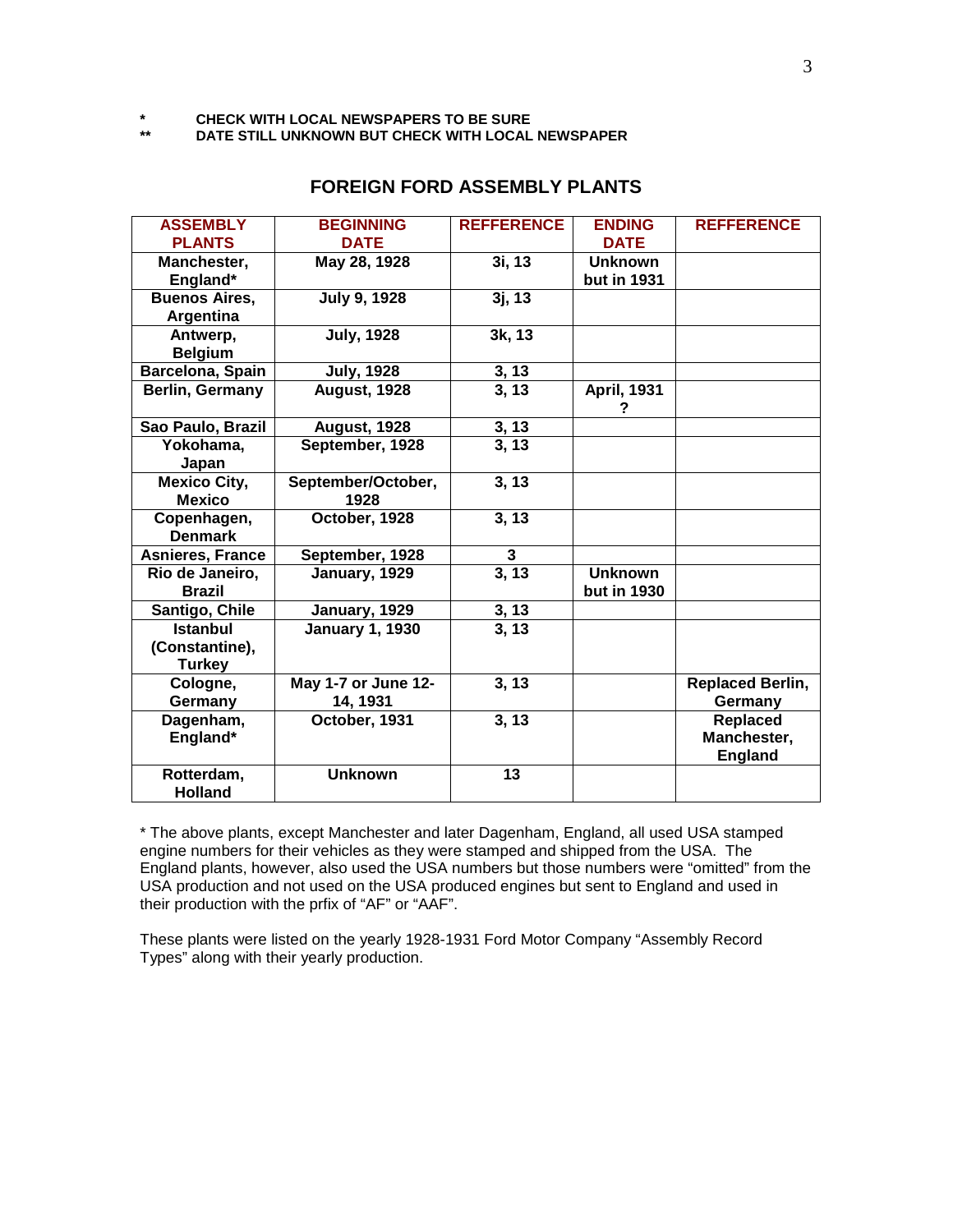\*	CHECK WITH LOCAL NEWSPAPERS TO BE SURE
\*\*	DATE STILL UNKNOWN BUT CHECK WITH LOCAL NEWSPAPER

## FOREIGN FORD ASSEMBLY PLANTS

| ASSEMBLY PLANTS | BEGINNING DATE | REFFERENCE | ENDING DATE | REFFERENCE |
|---|---|---|---|---|
| Manchester, England* | May 28, 1928 | 3i, 13 | Unknown but in 1931 | |
| Buenos Aires, Argentina | July 9, 1928 | 3j, 13 | | |
| Antwerp, Belgium | July, 1928 | 3k, 13 | | |
| Barcelona, Spain | July, 1928 | 3, 13 | | |
| Berlin, Germany | August, 1928 | 3, 13 | April, 1931 ? | |
| Sao Paulo, Brazil | August, 1928 | 3, 13 | | |
| Yokohama, Japan | September, 1928 | 3, 13 | | |
| Mexico City, Mexico | September/October, 1928 | 3, 13 | | |
| Copenhagen, Denmark | October, 1928 | 3, 13 | | |
| Asnieres, France | September, 1928 | 3 | | |
| Rio de Janeiro, Brazil | January, 1929 | 3, 13 | Unknown but in 1930 | |
| Santigo, Chile | January, 1929 | 3, 13 | | |
| Istanbul (Constantine), Turkey | January 1, 1930 | 3, 13 | | |
| Cologne, Germany | May 1-7 or June 12-14, 1931 | 3, 13 | | Replaced Berlin, Germany |
| Dagenham, England* | October, 1931 | 3, 13 | | Replaced Manchester, England |
| Rotterdam, Holland | Unknown | 13 | | |

\* The above plants, except Manchester and later Dagenham, England, all used USA stamped engine numbers for their vehicles as they were stamped and shipped from the USA. The England plants, however, also used the USA numbers but those numbers were "omitted" from the USA production and not used on the USA produced engines but sent to England and used in their production with the prfix of "AF" or "AAF".

These plants were listed on the yearly 1928-1931 Ford Motor Company "Assembly Record Types" along with their yearly production.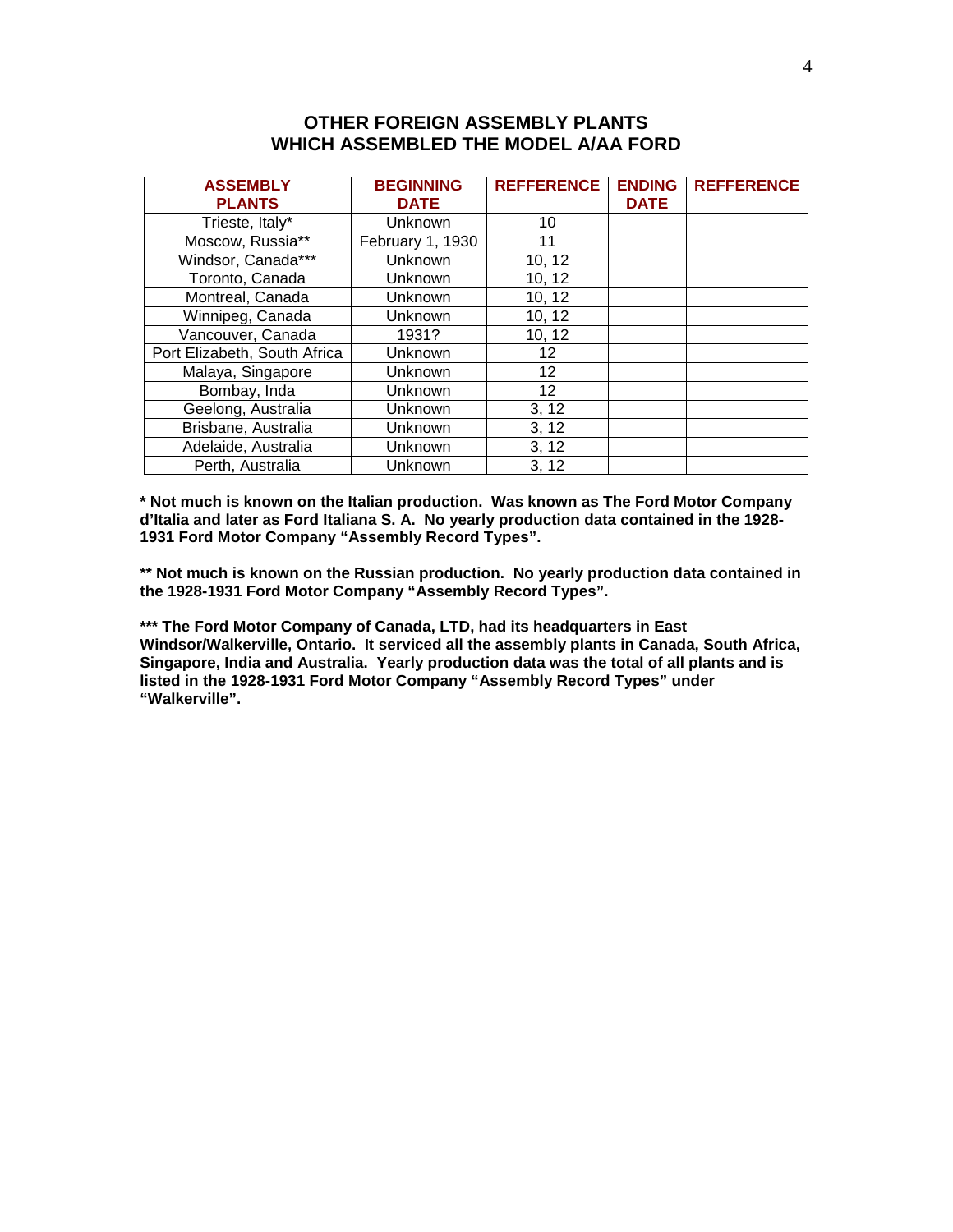## OTHER FOREIGN ASSEMBLY PLANTS WHICH ASSEMBLED THE MODEL A/AA FORD

| ASSEMBLY PLANTS | BEGINNING DATE | REFFERENCE | ENDING DATE | REFFERENCE |
|---|---|---|---|---|
| Trieste, Italy* | Unknown | 10 | | |
| Moscow, Russia** | February 1, 1930 | 11 | | |
| Windsor, Canada*** | Unknown | 10, 12 | | |
| Toronto, Canada | Unknown | 10, 12 | | |
| Montreal, Canada | Unknown | 10, 12 | | |
| Winnipeg, Canada | Unknown | 10, 12 | | |
| Vancouver, Canada | 1931? | 10, 12 | | |
| Port Elizabeth, South Africa | Unknown | 12 | | |
| Malaya, Singapore | Unknown | 12 | | |
| Bombay, Inda | Unknown | 12 | | |
| Geelong, Australia | Unknown | 3, 12 | | |
| Brisbane, Australia | Unknown | 3, 12 | | |
| Adelaide, Australia | Unknown | 3, 12 | | |
| Perth, Australia | Unknown | 3, 12 | | |

**\* Not much is known on the Italian production. Was known as The Ford Motor Company d'Italia and later as Ford Italiana S. A. No yearly production data contained in the 1928-1931 Ford Motor Company "Assembly Record Types".**

**\*\* Not much is known on the Russian production. No yearly production data contained in the 1928-1931 Ford Motor Company "Assembly Record Types".**

**\*\*\* The Ford Motor Company of Canada, LTD, had its headquarters in East Windsor/Walkerville, Ontario. It serviced all the assembly plants in Canada, South Africa, Singapore, India and Australia. Yearly production data was the total of all plants and is listed in the 1928-1931 Ford Motor Company "Assembly Record Types" under "Walkerville".**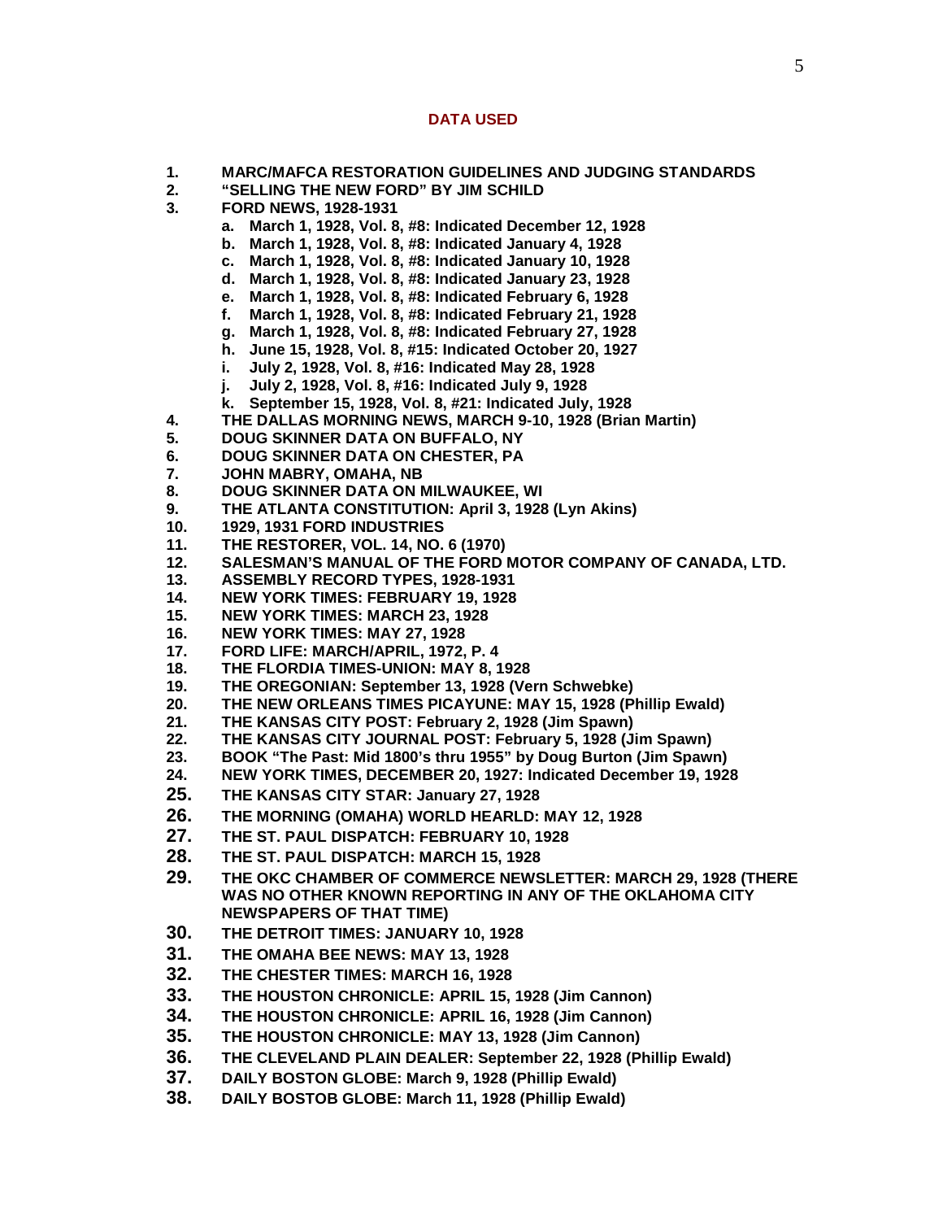## DATA USED

1. **MARC/MAFCA RESTORATION GUIDELINES AND JUDGING STANDARDS**
2. **"SELLING THE NEW FORD" BY JIM SCHILD**
3. **FORD NEWS, 1928-1931**
   - a. **March 1, 1928, Vol. 8, #8: Indicated December 12, 1928**
   - b. **March 1, 1928, Vol. 8, #8: Indicated January 4, 1928**
   - c. **March 1, 1928, Vol. 8, #8: Indicated January 10, 1928**
   - d. **March 1, 1928, Vol. 8, #8: Indicated January 23, 1928**
   - e. **March 1, 1928, Vol. 8, #8: Indicated February 6, 1928**
   - f. **March 1, 1928, Vol. 8, #8: Indicated February 21, 1928**
   - g. **March 1, 1928, Vol. 8, #8: Indicated February 27, 1928**
   - h. **June 15, 1928, Vol. 8, #15: Indicated October 20, 1927**
   - i. **July 2, 1928, Vol. 8, #16: Indicated May 28, 1928**
   - j. **July 2, 1928, Vol. 8, #16: Indicated July 9, 1928**
   - k. **September 15, 1928, Vol. 8, #21: Indicated July, 1928**
4. **THE DALLAS MORNING NEWS, MARCH 9-10, 1928 (Brian Martin)**
5. **DOUG SKINNER DATA ON BUFFALO, NY**
6. **DOUG SKINNER DATA ON CHESTER, PA**
7. **JOHN MABRY, OMAHA, NB**
8. **DOUG SKINNER DATA ON MILWAUKEE, WI**
9. **THE ATLANTA CONSTITUTION: April 3, 1928 (Lyn Akins)**
10. **1929, 1931 FORD INDUSTRIES**
11. **THE RESTORER, VOL. 14, NO. 6 (1970)**
12. **SALESMAN'S MANUAL OF THE FORD MOTOR COMPANY OF CANADA, LTD.**
13. **ASSEMBLY RECORD TYPES, 1928-1931**
14. **NEW YORK TIMES: FEBRUARY 19, 1928**
15. **NEW YORK TIMES: MARCH 23, 1928**
16. **NEW YORK TIMES: MAY 27, 1928**
17. **FORD LIFE: MARCH/APRIL, 1972, P. 4**
18. **THE FLORDIA TIMES-UNION: MAY 8, 1928**
19. **THE OREGONIAN: September 13, 1928 (Vern Schwebke)**
20. **THE NEW ORLEANS TIMES PICAYUNE: MAY 15, 1928 (Phillip Ewald)**
21. **THE KANSAS CITY POST: February 2, 1928 (Jim Spawn)**
22. **THE KANSAS CITY JOURNAL POST: February 5, 1928 (Jim Spawn)**
23. **BOOK "The Past: Mid 1800's thru 1955" by Doug Burton (Jim Spawn)**
24. **NEW YORK TIMES, DECEMBER 20, 1927: Indicated December 19, 1928**
25. **THE KANSAS CITY STAR: January 27, 1928**
26. **THE MORNING (OMAHA) WORLD HEARLD: MAY 12, 1928**
27. **THE ST. PAUL DISPATCH: FEBRUARY 10, 1928**
28. **THE ST. PAUL DISPATCH: MARCH 15, 1928**
29. **THE OKC CHAMBER OF COMMERCE NEWSLETTER: MARCH 29, 1928 (THERE WAS NO OTHER KNOWN REPORTING IN ANY OF THE OKLAHOMA CITY NEWSPAPERS OF THAT TIME)**
30. **THE DETROIT TIMES: JANUARY 10, 1928**
31. **THE OMAHA BEE NEWS: MAY 13, 1928**
32. **THE CHESTER TIMES: MARCH 16, 1928**
33. **THE HOUSTON CHRONICLE: APRIL 15, 1928 (Jim Cannon)**
34. **THE HOUSTON CHRONICLE: APRIL 16, 1928 (Jim Cannon)**
35. **THE HOUSTON CHRONICLE: MAY 13, 1928 (Jim Cannon)**
36. **THE CLEVELAND PLAIN DEALER: September 22, 1928 (Phillip Ewald)**
37. **DAILY BOSTON GLOBE: March 9, 1928 (Phillip Ewald)**
38. **DAILY BOSTOB GLOBE: March 11, 1928 (Phillip Ewald)**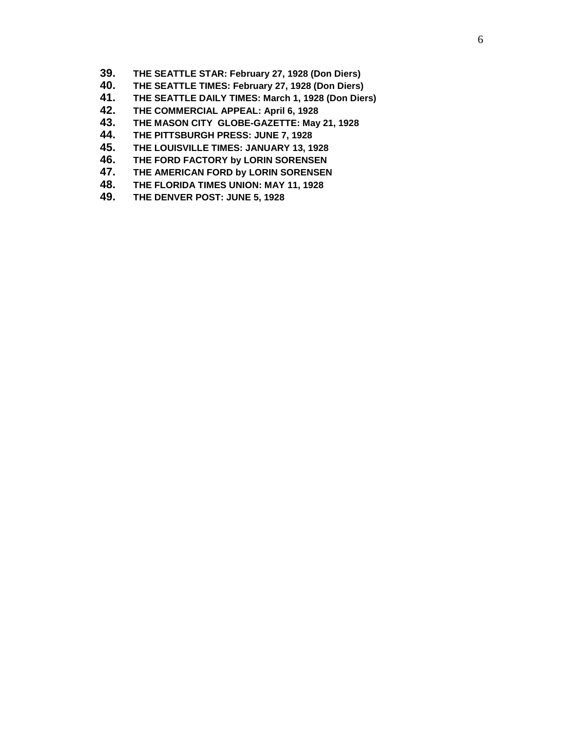39. **THE SEATTLE STAR: February 27, 1928 (Don Diers)**
40. **THE SEATTLE TIMES: February 27, 1928 (Don Diers)**
41. **THE SEATTLE DAILY TIMES: March 1, 1928 (Don Diers)**
42. **THE COMMERCIAL APPEAL: April 6, 1928**
43. **THE MASON CITY GLOBE-GAZETTE: May 21, 1928**
44. **THE PITTSBURGH PRESS: JUNE 7, 1928**
45. **THE LOUISVILLE TIMES: JANUARY 13, 1928**
46. **THE FORD FACTORY by LORIN SORENSEN**
47. **THE AMERICAN FORD by LORIN SORENSEN**
48. **THE FLORIDA TIMES UNION: MAY 11, 1928**
49. **THE DENVER POST: JUNE 5, 1928**